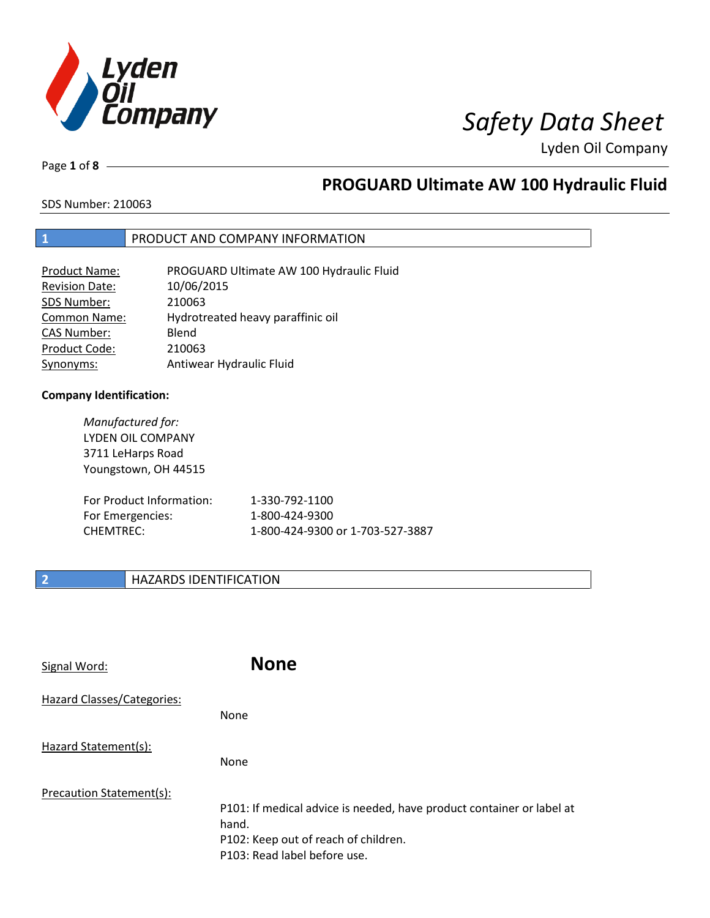# Safety Data Sheet

Lyden Oil Company

## PROGUARD Ultimate AW 100 Hydraulic Fluid

SDS Number: 210063

## 1 PRODUCT AND COMPANY INFORMATION

| | |
|---|---|
| Product Name: | PROGUARD Ultimate AW 100 Hydraulic Fluid |
| Revision Date: | 10/06/2015 |
| SDS Number: | 210063 |
| Common Name: | Hydrotreated heavy paraffinic oil |
| CAS Number: | Blend |
| Product Code: | 210063 |
| Synonyms: | Antiwear Hydraulic Fluid |

**Company Identification:**

*Manufactured for:*
LYDEN OIL COMPANY
3711 LeHarps Road
Youngstown, OH 44515

| | |
|---|---|
| For Product Information: | 1-330-792-1100 |
| For Emergencies: | 1-800-424-9300 |
| CHEMTREC: | 1-800-424-9300 or 1-703-527-3887 |

## 2 HAZARDS IDENTIFICATION

Signal Word: **None**

Hazard Classes/Categories:

None

Hazard Statement(s):

None

Precaution Statement(s):

P101: If medical advice is needed, have product container or label at hand.
P102: Keep out of reach of children.
P103: Read label before use.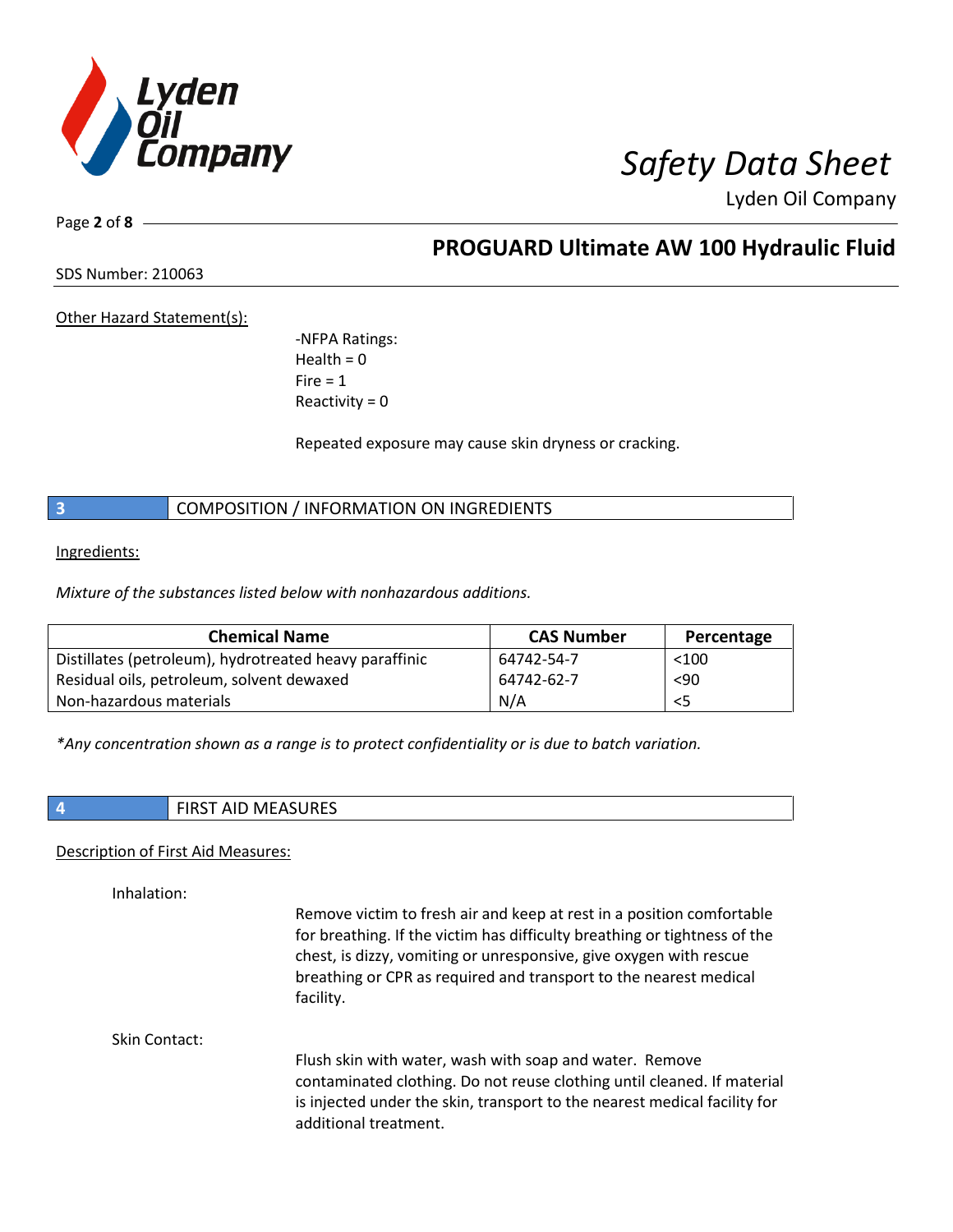Other Hazard Statement(s):

-NFPA Ratings:
Health = 0
Fire = 1
Reactivity = 0

Repeated exposure may cause skin dryness or cracking.

## 3 COMPOSITION / INFORMATION ON INGREDIENTS

Ingredients:

*Mixture of the substances listed below with nonhazardous additions.*

| Chemical Name | CAS Number | Percentage |
|---|---|---|
| Distillates (petroleum), hydrotreated heavy paraffinic | 64742-54-7 | <100 |
| Residual oils, petroleum, solvent dewaxed | 64742-62-7 | <90 |
| Non-hazardous materials | N/A | <5 |

*\*Any concentration shown as a range is to protect confidentiality or is due to batch variation.*

## 4 FIRST AID MEASURES

Description of First Aid Measures:

Inhalation:

Remove victim to fresh air and keep at rest in a position comfortable for breathing. If the victim has difficulty breathing or tightness of the chest, is dizzy, vomiting or unresponsive, give oxygen with rescue breathing or CPR as required and transport to the nearest medical facility.

Skin Contact:

Flush skin with water, wash with soap and water. Remove contaminated clothing. Do not reuse clothing until cleaned. If material is injected under the skin, transport to the nearest medical facility for additional treatment.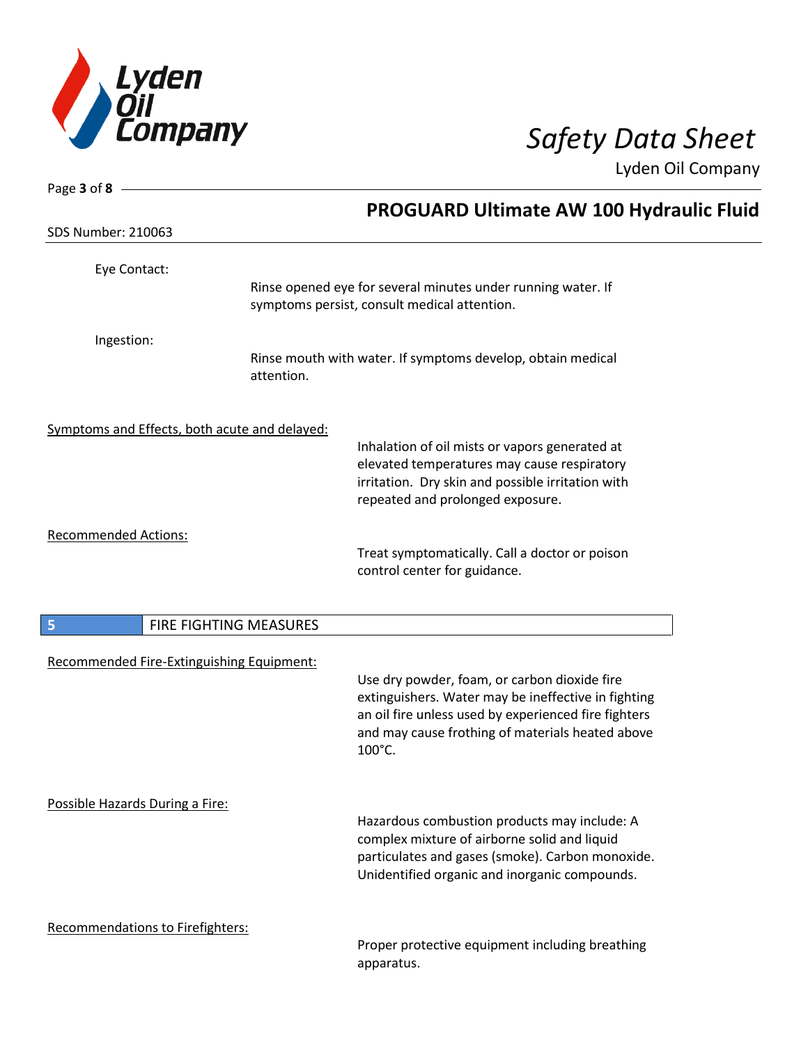Eye Contact:

Rinse opened eye for several minutes under running water. If symptoms persist, consult medical attention.

Ingestion:

Rinse mouth with water. If symptoms develop, obtain medical attention.

Symptoms and Effects, both acute and delayed:

Inhalation of oil mists or vapors generated at elevated temperatures may cause respiratory irritation. Dry skin and possible irritation with repeated and prolonged exposure.

Recommended Actions:

Treat symptomatically. Call a doctor or poison control center for guidance.

## 5 FIRE FIGHTING MEASURES

Recommended Fire-Extinguishing Equipment:

Use dry powder, foam, or carbon dioxide fire extinguishers. Water may be ineffective in fighting an oil fire unless used by experienced fire fighters and may cause frothing of materials heated above 100°C.

Possible Hazards During a Fire:

Hazardous combustion products may include: A complex mixture of airborne solid and liquid particulates and gases (smoke). Carbon monoxide. Unidentified organic and inorganic compounds.

Recommendations to Firefighters:

Proper protective equipment including breathing apparatus.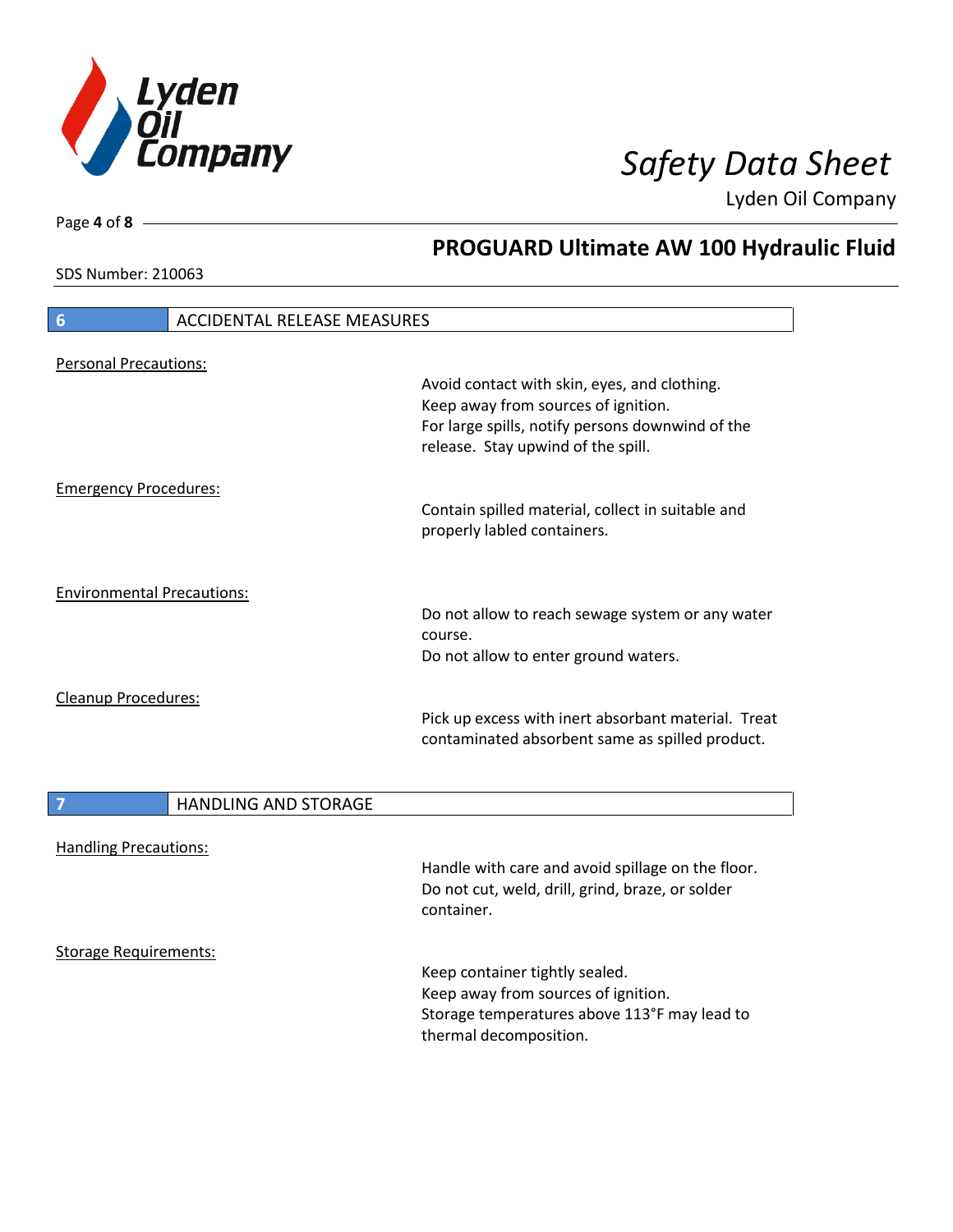## 6 ACCIDENTAL RELEASE MEASURES

**Personal Precautions:**

Avoid contact with skin, eyes, and clothing.
Keep away from sources of ignition.
For large spills, notify persons downwind of the release. Stay upwind of the spill.

**Emergency Procedures:**

Contain spilled material, collect in suitable and properly labled containers.

**Environmental Precautions:**

Do not allow to reach sewage system or any water course.
Do not allow to enter ground waters.

**Cleanup Procedures:**

Pick up excess with inert absorbant material. Treat contaminated absorbent same as spilled product.

## 7 HANDLING AND STORAGE

**Handling Precautions:**

Handle with care and avoid spillage on the floor.
Do not cut, weld, drill, grind, braze, or solder container.

**Storage Requirements:**

Keep container tightly sealed.
Keep away from sources of ignition.
Storage temperatures above 113°F may lead to thermal decomposition.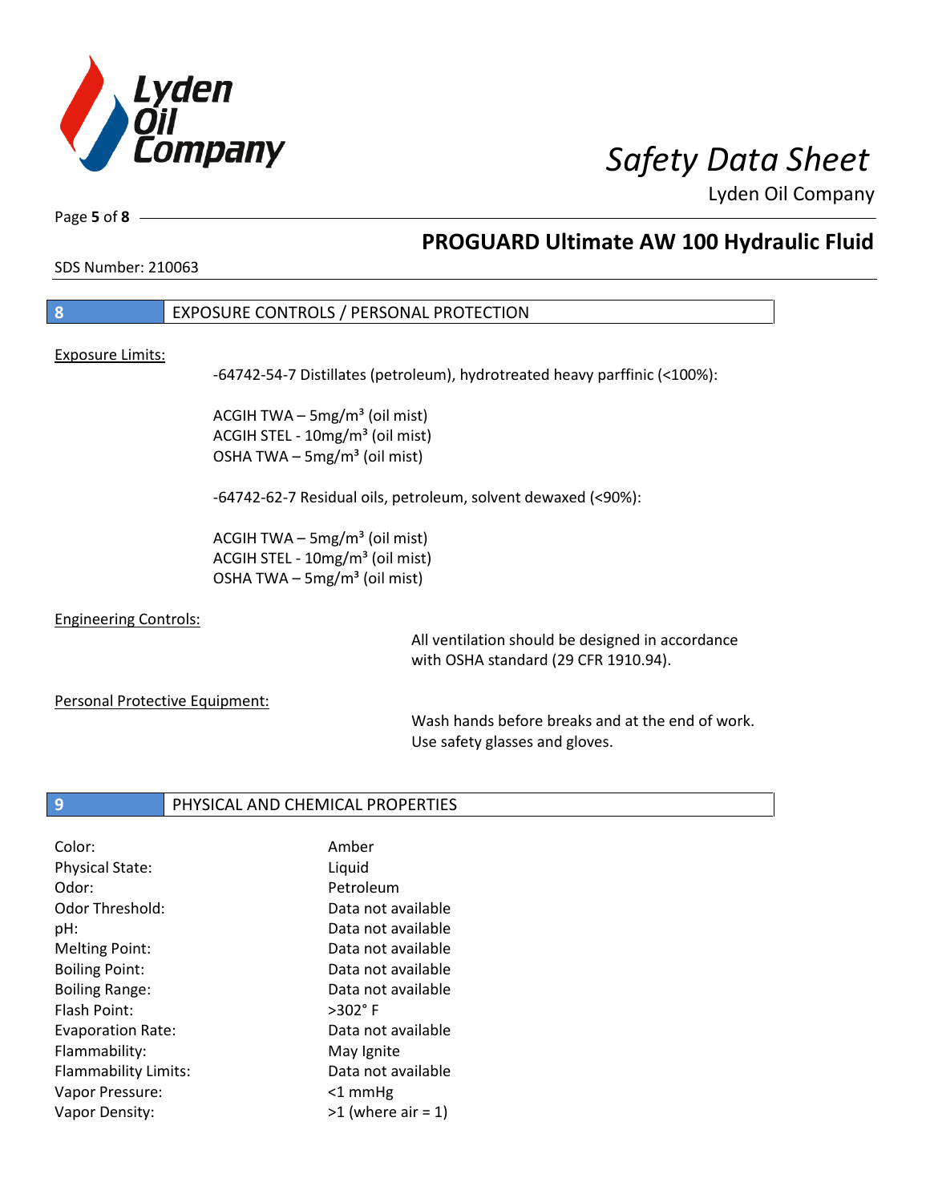## 8 EXPOSURE CONTROLS / PERSONAL PROTECTION

Exposure Limits:

-64742-54-7 Distillates (petroleum), hydrotreated heavy parffinic (<100%):

ACGIH TWA – 5mg/m³ (oil mist)
ACGIH STEL - 10mg/m³ (oil mist)
OSHA TWA – 5mg/m³ (oil mist)

-64742-62-7 Residual oils, petroleum, solvent dewaxed (<90%):

ACGIH TWA – 5mg/m³ (oil mist)
ACGIH STEL - 10mg/m³ (oil mist)
OSHA TWA – 5mg/m³ (oil mist)

Engineering Controls:

All ventilation should be designed in accordance with OSHA standard (29 CFR 1910.94).

Personal Protective Equipment:

Wash hands before breaks and at the end of work. Use safety glasses and gloves.

## 9 PHYSICAL AND CHEMICAL PROPERTIES

| | |
|---|---|
| Color: | Amber |
| Physical State: | Liquid |
| Odor: | Petroleum |
| Odor Threshold: | Data not available |
| pH: | Data not available |
| Melting Point: | Data not available |
| Boiling Point: | Data not available |
| Boiling Range: | Data not available |
| Flash Point: | >302° F |
| Evaporation Rate: | Data not available |
| Flammability: | May Ignite |
| Flammability Limits: | Data not available |
| Vapor Pressure: | <1 mmHg |
| Vapor Density: | >1 (where air = 1) |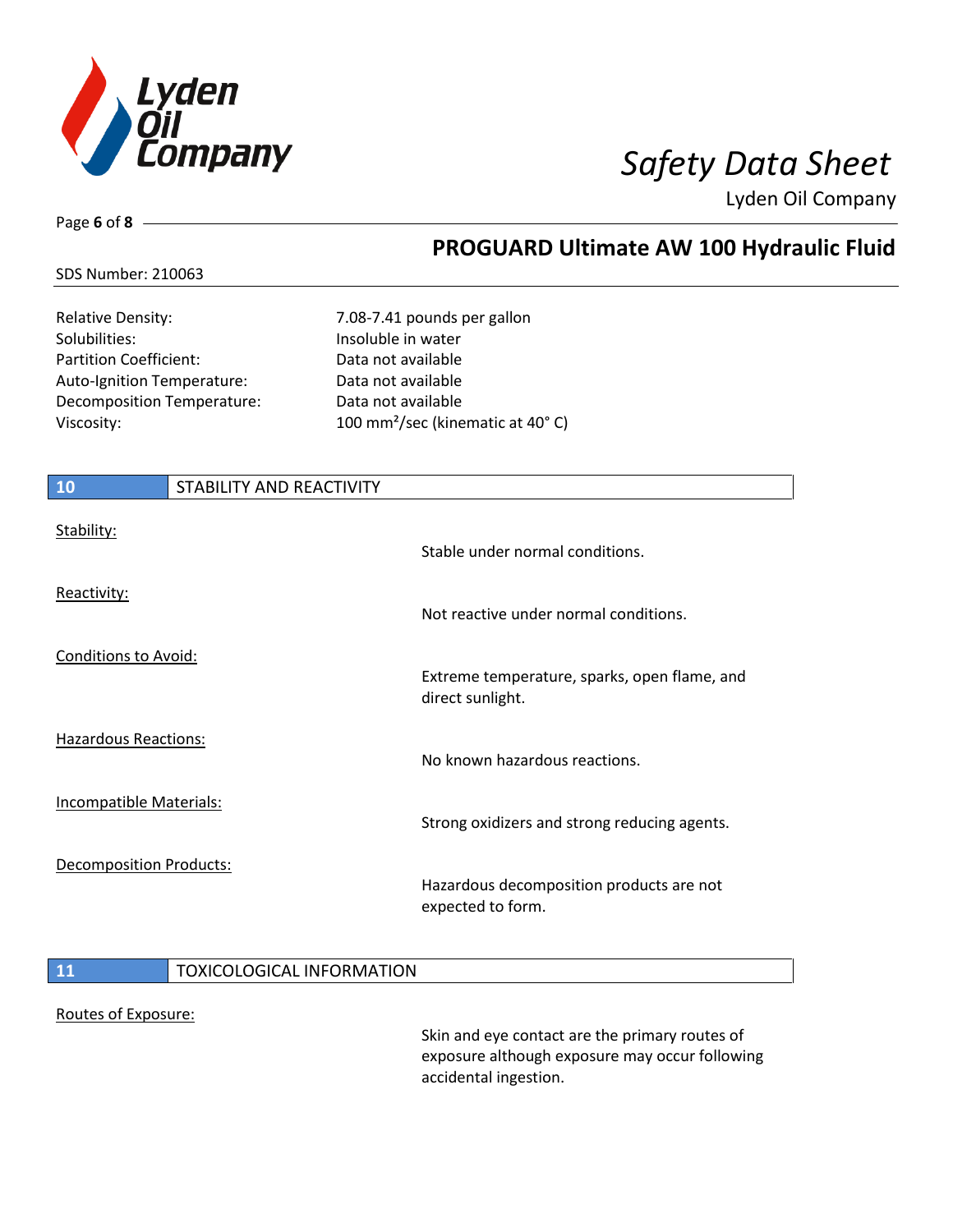| | |
|---|---|
| Relative Density: | 7.08-7.41 pounds per gallon |
| Solubilities: | Insoluble in water |
| Partition Coefficient: | Data not available |
| Auto-Ignition Temperature: | Data not available |
| Decomposition Temperature: | Data not available |
| Viscosity: | 100 $mm^2/sec$ (kinematic at 40° C) |

## 10 STABILITY AND REACTIVITY

**Stability:**
Stable under normal conditions.

**Reactivity:**
Not reactive under normal conditions.

**Conditions to Avoid:**
Extreme temperature, sparks, open flame, and direct sunlight.

**Hazardous Reactions:**
No known hazardous reactions.

**Incompatible Materials:**
Strong oxidizers and strong reducing agents.

**Decomposition Products:**
Hazardous decomposition products are not expected to form.

## 11 TOXICOLOGICAL INFORMATION

**Routes of Exposure:**
Skin and eye contact are the primary routes of exposure although exposure may occur following accidental ingestion.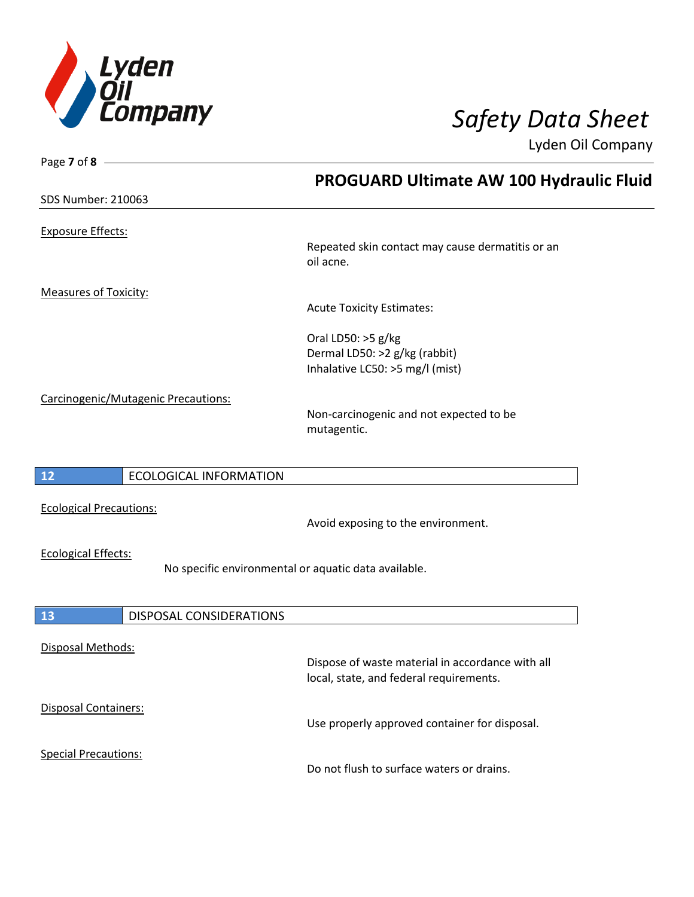Exposure Effects:

Repeated skin contact may cause dermatitis or an oil acne.

Measures of Toxicity:

Acute Toxicity Estimates:

Oral LD50: >5 g/kg
Dermal LD50: >2 g/kg (rabbit)
Inhalative LC50: >5 mg/l (mist)

Carcinogenic/Mutagenic Precautions:

Non-carcinogenic and not expected to be mutagentic.

## 12 ECOLOGICAL INFORMATION

Ecological Precautions:

Avoid exposing to the environment.

Ecological Effects:

No specific environmental or aquatic data available.

## 13 DISPOSAL CONSIDERATIONS

Disposal Methods:

Dispose of waste material in accordance with all local, state, and federal requirements.

Disposal Containers:

Use properly approved container for disposal.

Special Precautions:

Do not flush to surface waters or drains.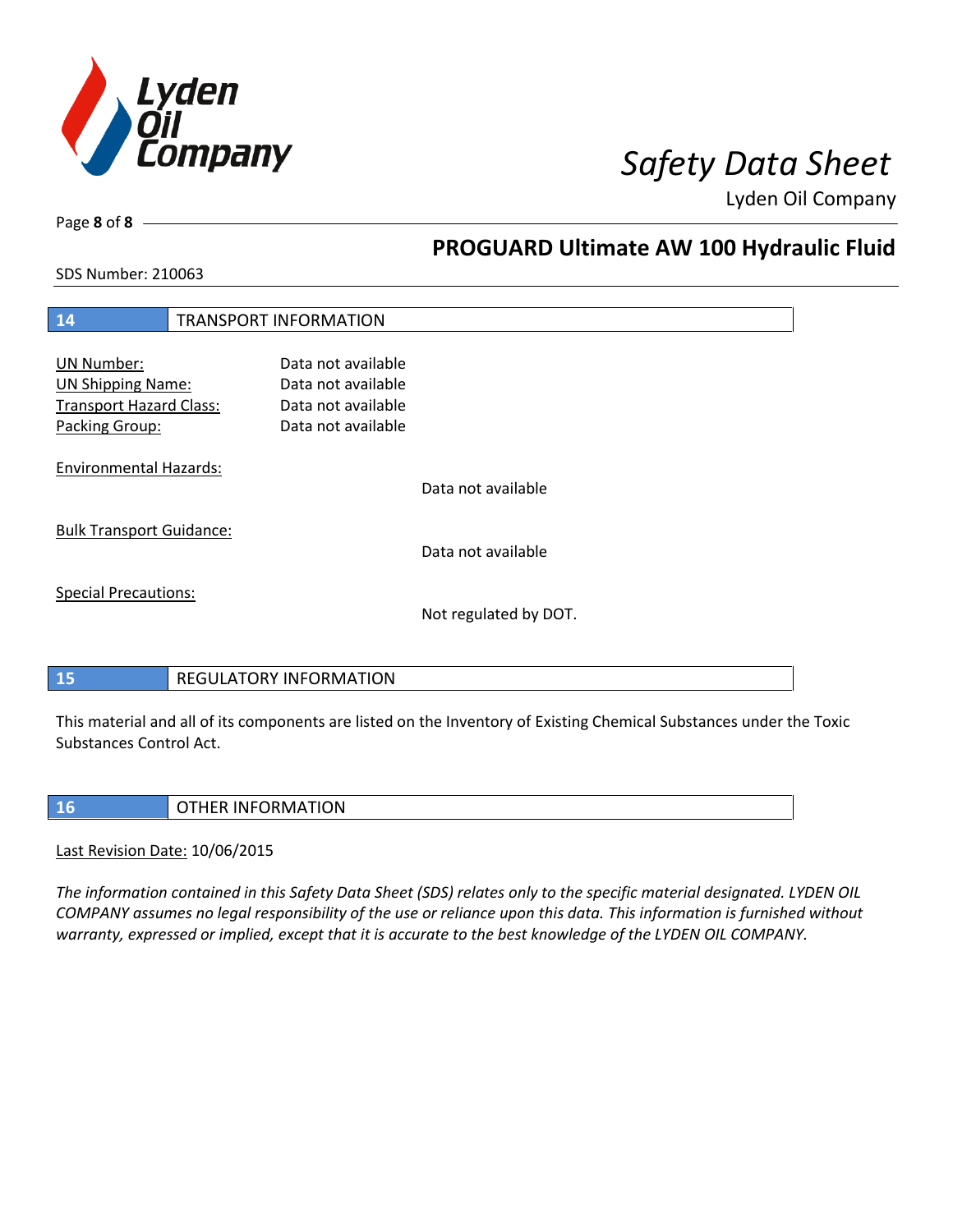## 14 TRANSPORT INFORMATION

| | |
|---|---|
| UN Number: | Data not available |
| UN Shipping Name: | Data not available |
| Transport Hazard Class: | Data not available |
| Packing Group: | Data not available |

Environmental Hazards:

Data not available

Bulk Transport Guidance:

Data not available

Special Precautions:

Not regulated by DOT.

## 15 REGULATORY INFORMATION

This material and all of its components are listed on the Inventory of Existing Chemical Substances under the Toxic Substances Control Act.

## 16 OTHER INFORMATION

Last Revision Date: 10/06/2015

*The information contained in this Safety Data Sheet (SDS) relates only to the specific material designated. LYDEN OIL COMPANY assumes no legal responsibility of the use or reliance upon this data. This information is furnished without warranty, expressed or implied, except that it is accurate to the best knowledge of the LYDEN OIL COMPANY.*